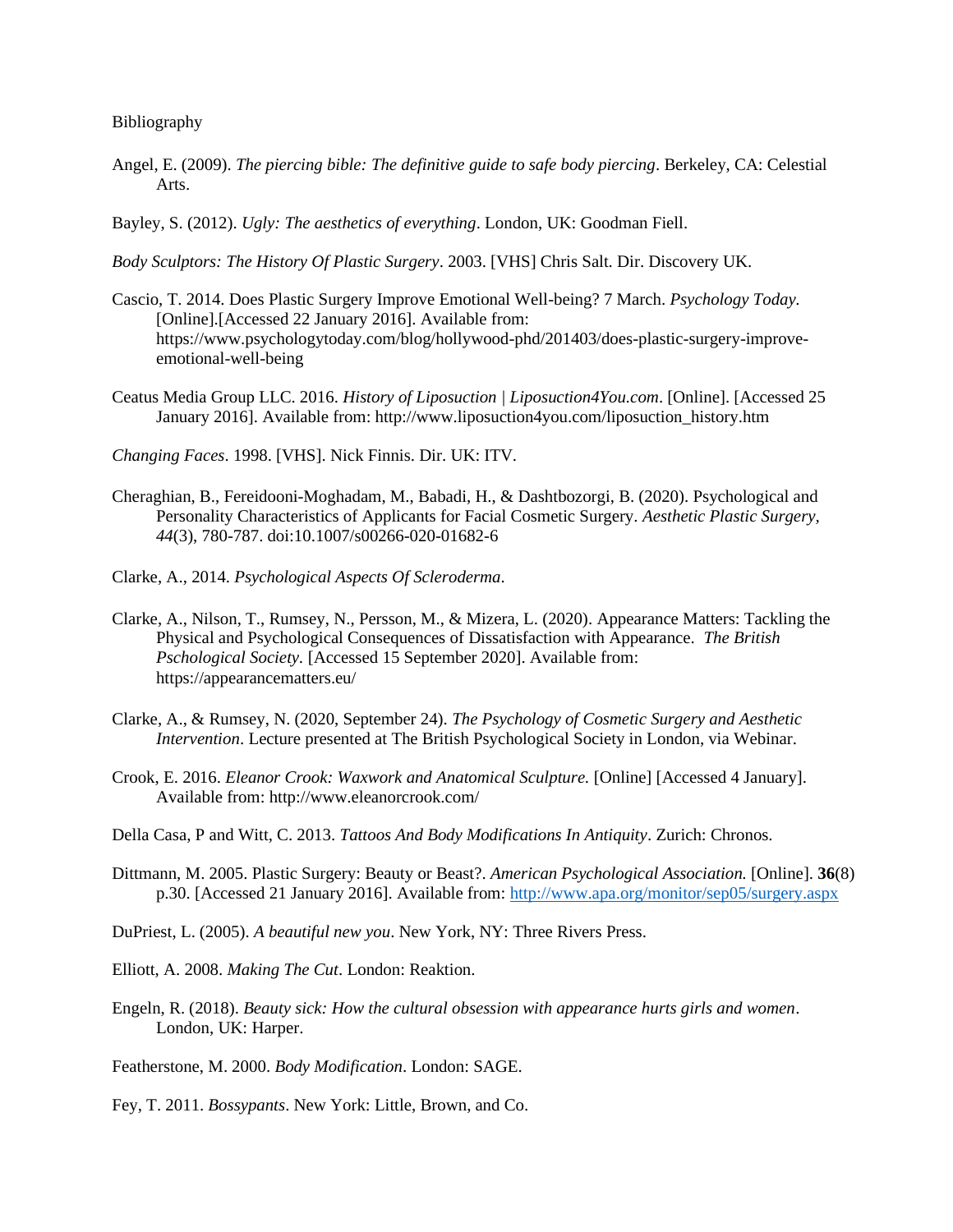Bibliography

Angel, E. (2009). *The piercing bible: The definitive guide to safe body piercing*. Berkeley, CA: Celestial Arts.

Bayley, S. (2012). *Ugly: The aesthetics of everything*. London, UK: Goodman Fiell.

*Body Sculptors: The History Of Plastic Surgery*. 2003. [VHS] Chris Salt. Dir. Discovery UK.

Cascio, T. 2014. Does Plastic Surgery Improve Emotional Well-being? 7 March. *Psychology Today.* [Online].[Accessed 22 January 2016]. Available from: https://www.psychologytoday.com/blog/hollywood-phd/201403/does-plastic-surgery-improve-emotional-well-being

Ceatus Media Group LLC. 2016. *History of Liposuction | Liposuction4You.com*. [Online]. [Accessed 25 January 2016]. Available from: http://www.liposuction4you.com/liposuction_history.htm

*Changing Faces*. 1998. [VHS]. Nick Finnis. Dir. UK: ITV.

Cheraghian, B., Fereidooni-Moghadam, M., Babadi, H., & Dashtbozorgi, B. (2020). Psychological and Personality Characteristics of Applicants for Facial Cosmetic Surgery. *Aesthetic Plastic Surgery, 44*(3), 780-787. doi:10.1007/s00266-020-01682-6

Clarke, A., 2014. *Psychological Aspects Of Scleroderma*.

Clarke, A., Nilson, T., Rumsey, N., Persson, M., & Mizera, L. (2020). Appearance Matters: Tackling the Physical and Psychological Consequences of Dissatisfaction with Appearance. *The British Pschological Society.* [Accessed 15 September 2020]. Available from: https://appearancematters.eu/

Clarke, A., & Rumsey, N. (2020, September 24). *The Psychology of Cosmetic Surgery and Aesthetic Intervention*. Lecture presented at The British Psychological Society in London, via Webinar.

Crook, E. 2016. *Eleanor Crook: Waxwork and Anatomical Sculpture.* [Online] [Accessed 4 January]. Available from: http://www.eleanorcrook.com/

Della Casa, P and Witt, C. 2013. *Tattoos And Body Modifications In Antiquity*. Zurich: Chronos.

Dittmann, M. 2005. Plastic Surgery: Beauty or Beast?. *American Psychological Association.* [Online]. **36**(8) p.30. [Accessed 21 January 2016]. Available from: http://www.apa.org/monitor/sep05/surgery.aspx

DuPriest, L. (2005). *A beautiful new you*. New York, NY: Three Rivers Press.

Elliott, A. 2008. *Making The Cut*. London: Reaktion.

Engeln, R. (2018). *Beauty sick: How the cultural obsession with appearance hurts girls and women*. London, UK: Harper.

Featherstone, M. 2000. *Body Modification*. London: SAGE.

Fey, T. 2011. *Bossypants*. New York: Little, Brown, and Co.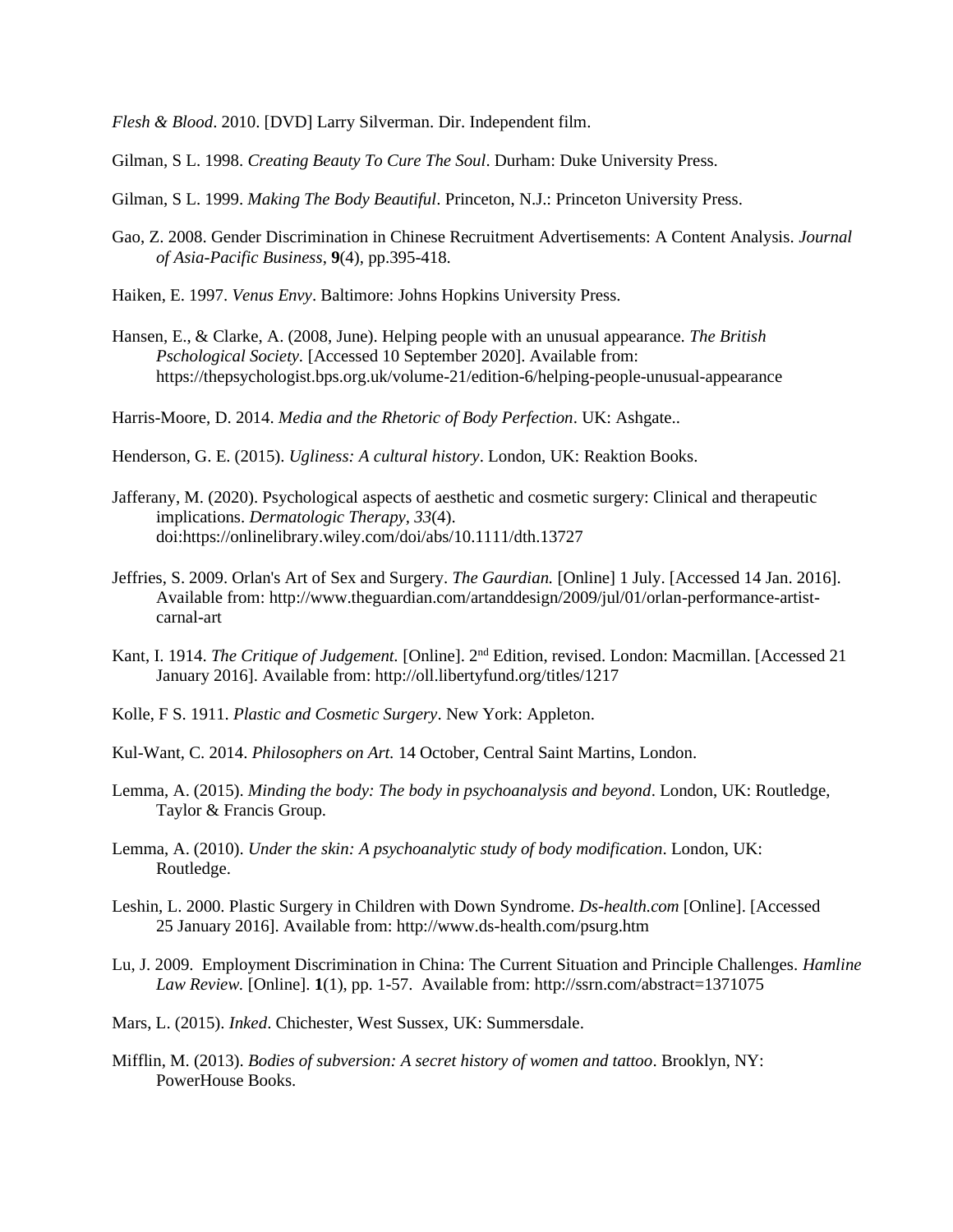*Flesh & Blood*. 2010. [DVD] Larry Silverman. Dir. Independent film.

Gilman, S L. 1998. *Creating Beauty To Cure The Soul*. Durham: Duke University Press.

Gilman, S L. 1999. *Making The Body Beautiful*. Princeton, N.J.: Princeton University Press.

Gao, Z. 2008. Gender Discrimination in Chinese Recruitment Advertisements: A Content Analysis. *Journal of Asia-Pacific Business*, **9**(4), pp.395-418.

Haiken, E. 1997. *Venus Envy*. Baltimore: Johns Hopkins University Press.

Hansen, E., & Clarke, A. (2008, June). Helping people with an unusual appearance. *The British Pschological Society.* [Accessed 10 September 2020]. Available from: https://thepsychologist.bps.org.uk/volume-21/edition-6/helping-people-unusual-appearance

Harris-Moore, D. 2014. *Media and the Rhetoric of Body Perfection*. UK: Ashgate..

Henderson, G. E. (2015). *Ugliness: A cultural history*. London, UK: Reaktion Books.

Jafferany, M. (2020). Psychological aspects of aesthetic and cosmetic surgery: Clinical and therapeutic implications. *Dermatologic Therapy, 33*(4). doi:https://onlinelibrary.wiley.com/doi/abs/10.1111/dth.13727

Jeffries, S. 2009. Orlan's Art of Sex and Surgery. *The Gaurdian.* [Online] 1 July. [Accessed 14 Jan. 2016]. Available from: http://www.theguardian.com/artanddesign/2009/jul/01/orlan-performance-artist-carnal-art

Kant, I. 1914. *The Critique of Judgement.* [Online]. 2nd Edition, revised. London: Macmillan. [Accessed 21 January 2016]. Available from: http://oll.libertyfund.org/titles/1217

Kolle, F S. 1911. *Plastic and Cosmetic Surgery*. New York: Appleton.

Kul-Want, C. 2014. *Philosophers on Art.* 14 October, Central Saint Martins, London.

Lemma, A. (2015). *Minding the body: The body in psychoanalysis and beyond*. London, UK: Routledge, Taylor & Francis Group.

Lemma, A. (2010). *Under the skin: A psychoanalytic study of body modification*. London, UK: Routledge.

Leshin, L. 2000. Plastic Surgery in Children with Down Syndrome. *Ds-health.com* [Online]. [Accessed 25 January 2016]. Available from: http://www.ds-health.com/psurg.htm

Lu, J. 2009. Employment Discrimination in China: The Current Situation and Principle Challenges. *Hamline Law Review.* [Online]. **1**(1), pp. 1-57. Available from: http://ssrn.com/abstract=1371075

Mars, L. (2015). *Inked*. Chichester, West Sussex, UK: Summersdale.

Mifflin, M. (2013). *Bodies of subversion: A secret history of women and tattoo*. Brooklyn, NY: PowerHouse Books.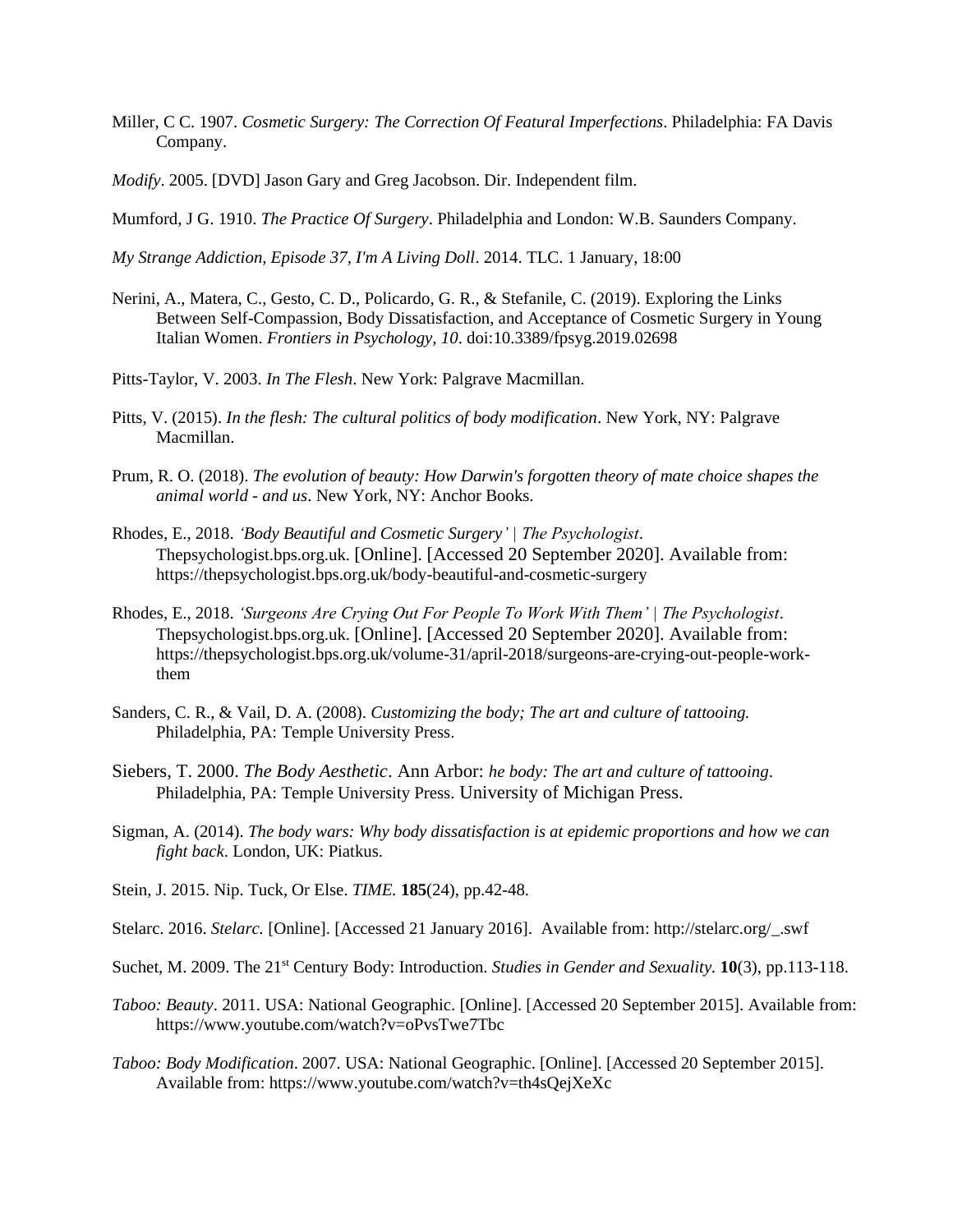Miller, C C. 1907. *Cosmetic Surgery: The Correction Of Featural Imperfections*. Philadelphia: FA Davis Company.

*Modify*. 2005. [DVD] Jason Gary and Greg Jacobson. Dir. Independent film.

Mumford, J G. 1910. *The Practice Of Surgery*. Philadelphia and London: W.B. Saunders Company.

*My Strange Addiction, Episode 37, I'm A Living Doll*. 2014. TLC. 1 January, 18:00

Nerini, A., Matera, C., Gesto, C. D., Policardo, G. R., & Stefanile, C. (2019). Exploring the Links Between Self-Compassion, Body Dissatisfaction, and Acceptance of Cosmetic Surgery in Young Italian Women. *Frontiers in Psychology, 10*. doi:10.3389/fpsyg.2019.02698

Pitts-Taylor, V. 2003. *In The Flesh*. New York: Palgrave Macmillan.

Pitts, V. (2015). *In the flesh: The cultural politics of body modification*. New York, NY: Palgrave Macmillan.

Prum, R. O. (2018). *The evolution of beauty: How Darwin's forgotten theory of mate choice shapes the animal world - and us*. New York, NY: Anchor Books.

Rhodes, E., 2018. *'Body Beautiful and Cosmetic Surgery' | The Psychologist*. Thepsychologist.bps.org.uk. [Online]. [Accessed 20 September 2020]. Available from: https://thepsychologist.bps.org.uk/body-beautiful-and-cosmetic-surgery

Rhodes, E., 2018. *'Surgeons Are Crying Out For People To Work With Them' | The Psychologist*. Thepsychologist.bps.org.uk. [Online]. [Accessed 20 September 2020]. Available from: https://thepsychologist.bps.org.uk/volume-31/april-2018/surgeons-are-crying-out-people-work-them

Sanders, C. R., & Vail, D. A. (2008). *Customizing the body; The art and culture of tattooing.* Philadelphia, PA: Temple University Press.

Siebers, T. 2000. *The Body Aesthetic*. Ann Arbor: *he body: The art and culture of tattooing*. Philadelphia, PA: Temple University Press. University of Michigan Press.

Sigman, A. (2014). *The body wars: Why body dissatisfaction is at epidemic proportions and how we can fight back*. London, UK: Piatkus.

Stein, J. 2015. Nip. Tuck, Or Else. *TIME.* **185**(24), pp.42-48.

Stelarc. 2016. *Stelarc*. [Online]. [Accessed 21 January 2016]. Available from: http://stelarc.org/_.swf

Suchet, M. 2009. The 21st Century Body: Introduction. *Studies in Gender and Sexuality.* **10**(3), pp.113-118.

*Taboo: Beauty*. 2011. USA: National Geographic. [Online]. [Accessed 20 September 2015]. Available from: https://www.youtube.com/watch?v=oPvsTwe7Tbc

*Taboo: Body Modification*. 2007. USA: National Geographic. [Online]. [Accessed 20 September 2015]. Available from: https://www.youtube.com/watch?v=th4sQejXeXc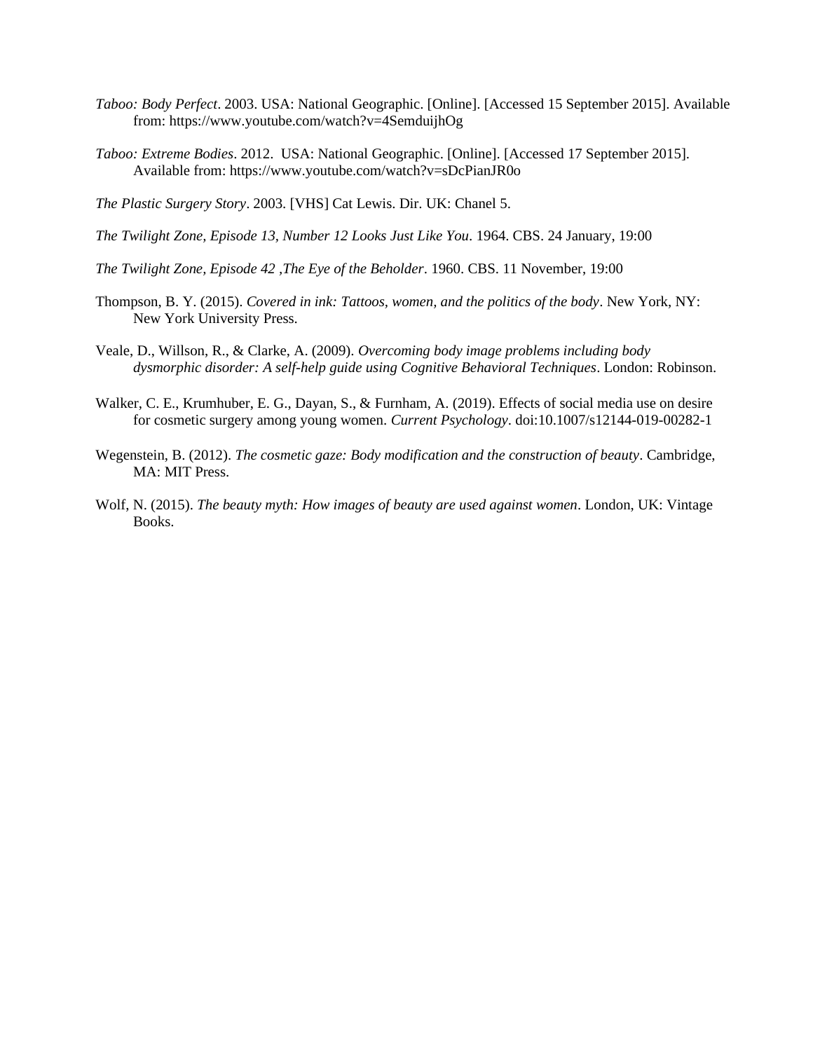*Taboo: Body Perfect*. 2003. USA: National Geographic. [Online]. [Accessed 15 September 2015]. Available from: https://www.youtube.com/watch?v=4SemduijhOg

*Taboo: Extreme Bodies*. 2012. USA: National Geographic. [Online]. [Accessed 17 September 2015]. Available from: https://www.youtube.com/watch?v=sDcPianJR0o

*The Plastic Surgery Story*. 2003. [VHS] Cat Lewis. Dir. UK: Chanel 5.

*The Twilight Zone, Episode 13, Number 12 Looks Just Like You*. 1964. CBS. 24 January, 19:00

*The Twilight Zone, Episode 42 ,The Eye of the Beholder*. 1960. CBS. 11 November, 19:00

Thompson, B. Y. (2015). *Covered in ink: Tattoos, women, and the politics of the body*. New York, NY: New York University Press.

Veale, D., Willson, R., & Clarke, A. (2009). *Overcoming body image problems including body dysmorphic disorder: A self-help guide using Cognitive Behavioral Techniques*. London: Robinson.

Walker, C. E., Krumhuber, E. G., Dayan, S., & Furnham, A. (2019). Effects of social media use on desire for cosmetic surgery among young women. *Current Psychology*. doi:10.1007/s12144-019-00282-1

Wegenstein, B. (2012). *The cosmetic gaze: Body modification and the construction of beauty*. Cambridge, MA: MIT Press.

Wolf, N. (2015). *The beauty myth: How images of beauty are used against women*. London, UK: Vintage Books.